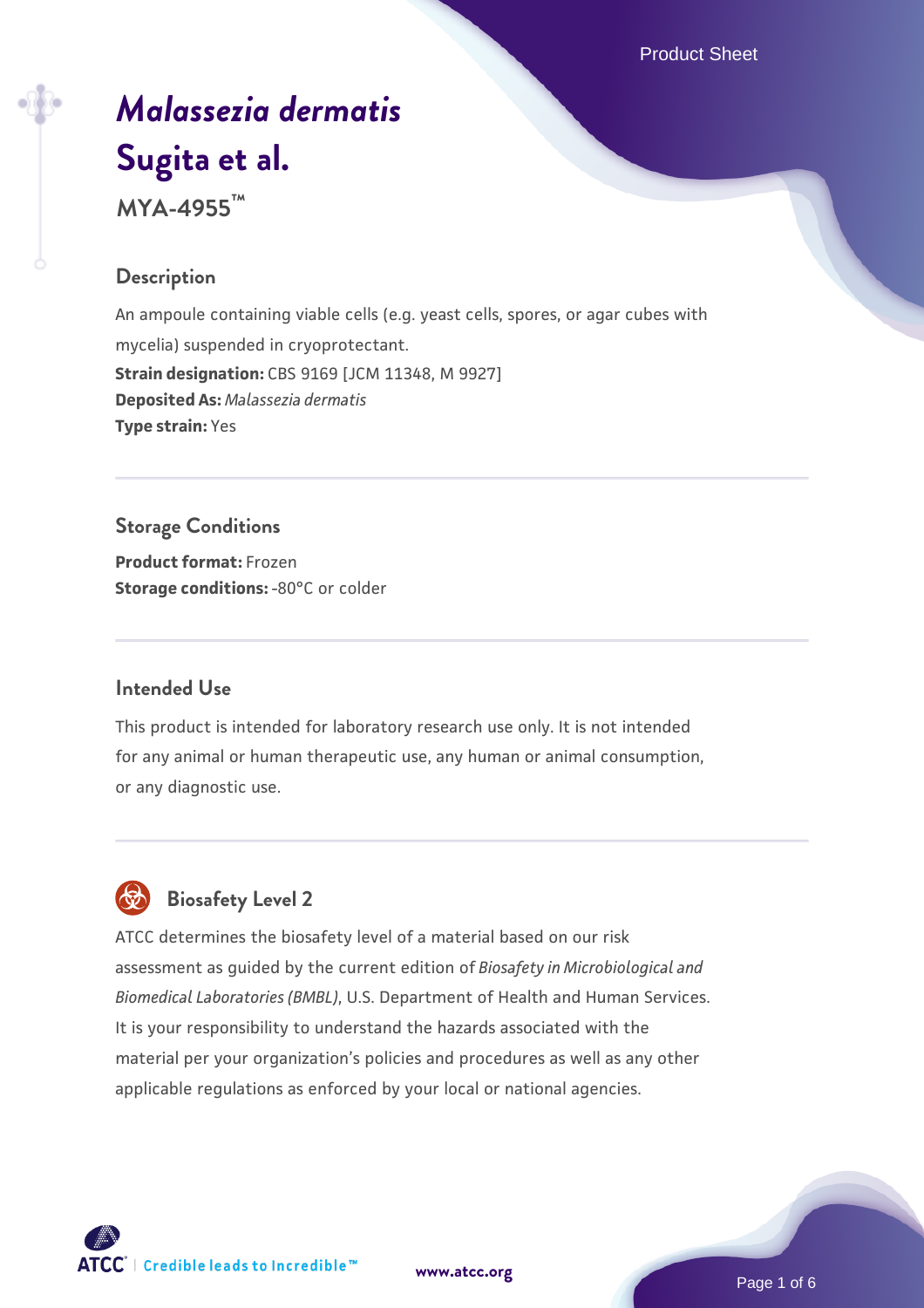# *Malassezia dermatis* Sugita et al.

**MYA-4955™**

## Description

An ampoule containing viable cells (e.g. yeast cells, spores, or agar cubes with mycelia) suspended in cryoprotectant.

**Strain designation:** CBS 9169 [JCM 11348, M 9927]

**Deposited As:** *Malassezia dermatis*

**Type strain:** Yes

## Storage Conditions

**Product format:** Frozen

**Storage conditions:** -80°C or colder

## Intended Use

This product is intended for laboratory research use only. It is not intended for any animal or human therapeutic use, any human or animal consumption, or any diagnostic use.

## Biosafety Level 2

ATCC determines the biosafety level of a material based on our risk assessment as guided by the current edition of *Biosafety in Microbiological and Biomedical Laboratories (BMBL)*, U.S. Department of Health and Human Services. It is your responsibility to understand the hazards associated with the material per your organization's policies and procedures as well as any other applicable regulations as enforced by your local or national agencies.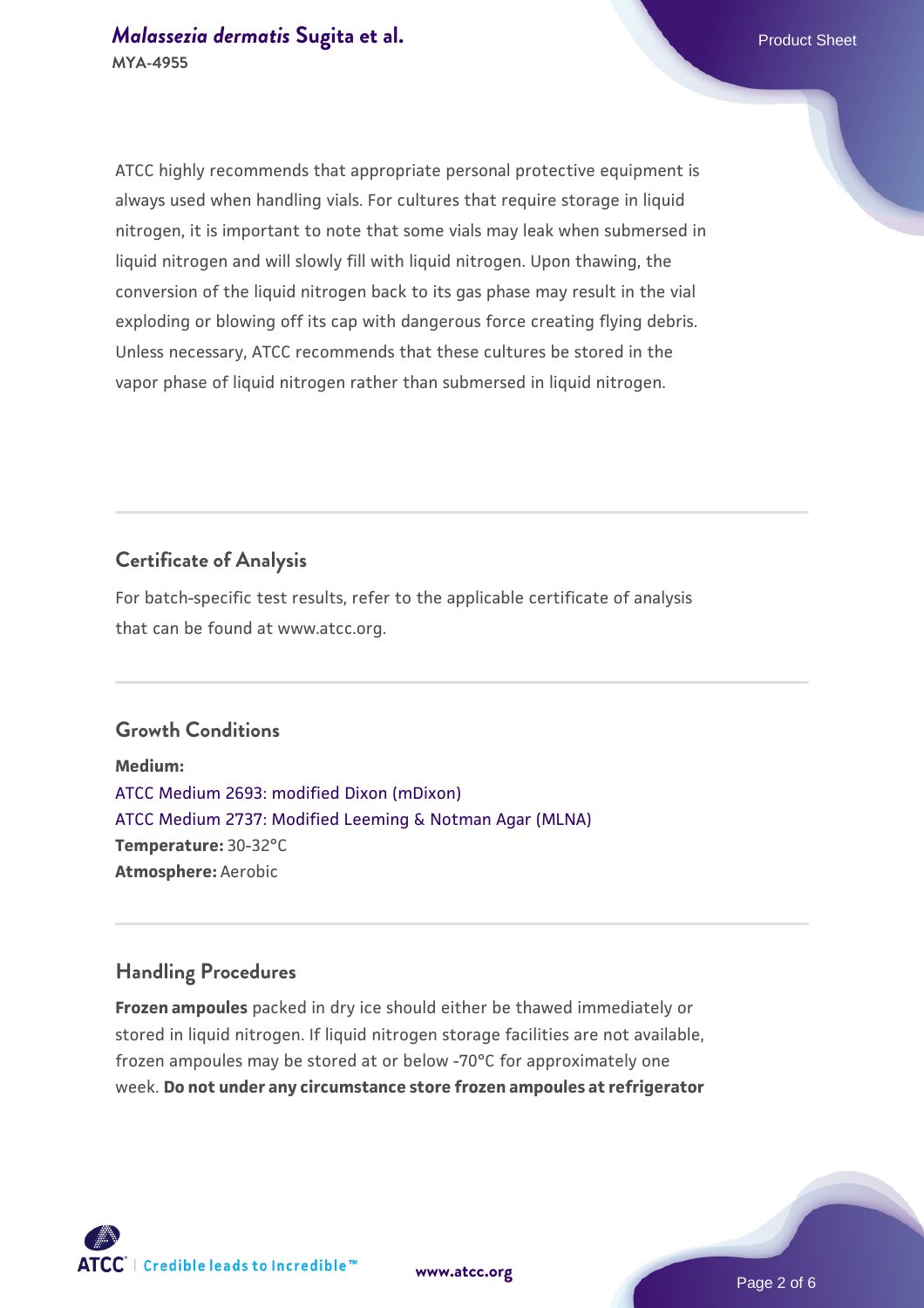ATCC highly recommends that appropriate personal protective equipment is always used when handling vials. For cultures that require storage in liquid nitrogen, it is important to note that some vials may leak when submersed in liquid nitrogen and will slowly fill with liquid nitrogen. Upon thawing, the conversion of the liquid nitrogen back to its gas phase may result in the vial exploding or blowing off its cap with dangerous force creating flying debris. Unless necessary, ATCC recommends that these cultures be stored in the vapor phase of liquid nitrogen rather than submersed in liquid nitrogen.

## Certificate of Analysis

For batch-specific test results, refer to the applicable certificate of analysis that can be found at www.atcc.org.

## Growth Conditions

**Medium:**
ATCC Medium 2693: modified Dixon (mDixon)
ATCC Medium 2737: Modified Leeming & Notman Agar (MLNA)
**Temperature:** 30-32°C
**Atmosphere:** Aerobic

## Handling Procedures

**Frozen ampoules** packed in dry ice should either be thawed immediately or stored in liquid nitrogen. If liquid nitrogen storage facilities are not available, frozen ampoules may be stored at or below -70°C for approximately one week. **Do not under any circumstance store frozen ampoules at refrigerator**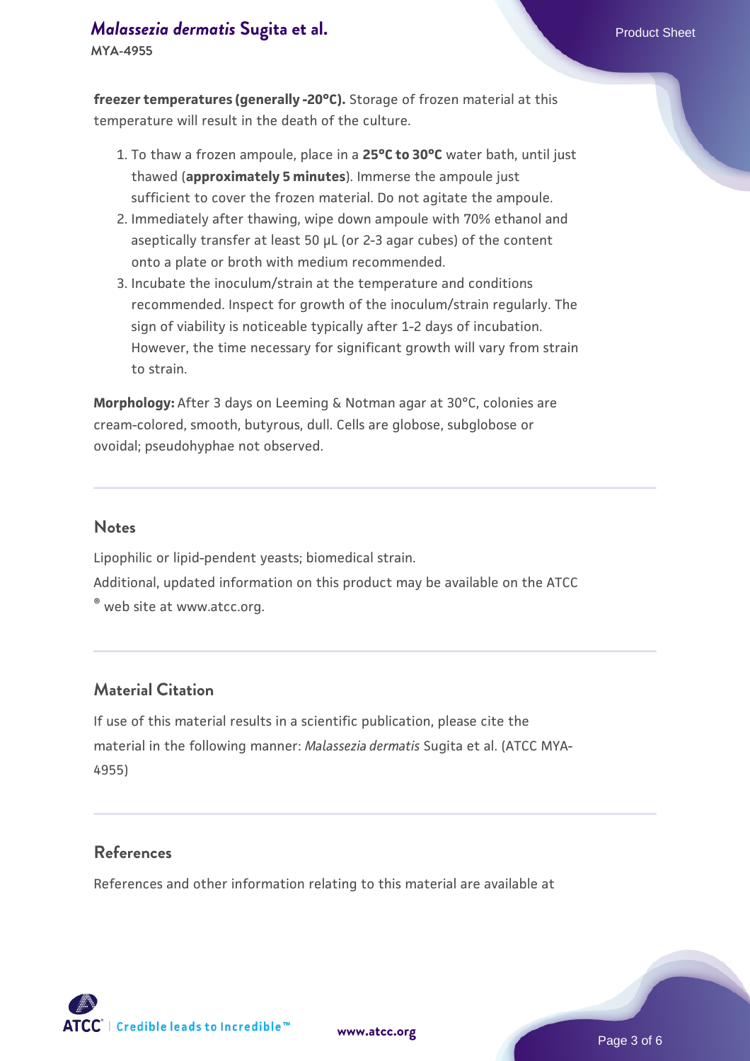**freezer temperatures (generally -20°C).** Storage of frozen material at this temperature will result in the death of the culture.

1. To thaw a frozen ampoule, place in a **25°C to 30°C** water bath, until just thawed (**approximately 5 minutes**). Immerse the ampoule just sufficient to cover the frozen material. Do not agitate the ampoule.
2. Immediately after thawing, wipe down ampoule with 70% ethanol and aseptically transfer at least 50 µL (or 2-3 agar cubes) of the content onto a plate or broth with medium recommended.
3. Incubate the inoculum/strain at the temperature and conditions recommended. Inspect for growth of the inoculum/strain regularly. The sign of viability is noticeable typically after 1-2 days of incubation. However, the time necessary for significant growth will vary from strain to strain.

**Morphology:** After 3 days on Leeming & Notman agar at 30°C, colonies are cream-colored, smooth, butyrous, dull. Cells are globose, subglobose or ovoidal; pseudohyphae not observed.

## Notes

Lipophilic or lipid-pendent yeasts; biomedical strain.

Additional, updated information on this product may be available on the ATCC® web site at www.atcc.org.

## Material Citation

If use of this material results in a scientific publication, please cite the material in the following manner: *Malassezia dermatis* Sugita et al. (ATCC MYA-4955)

## References

References and other information relating to this material are available at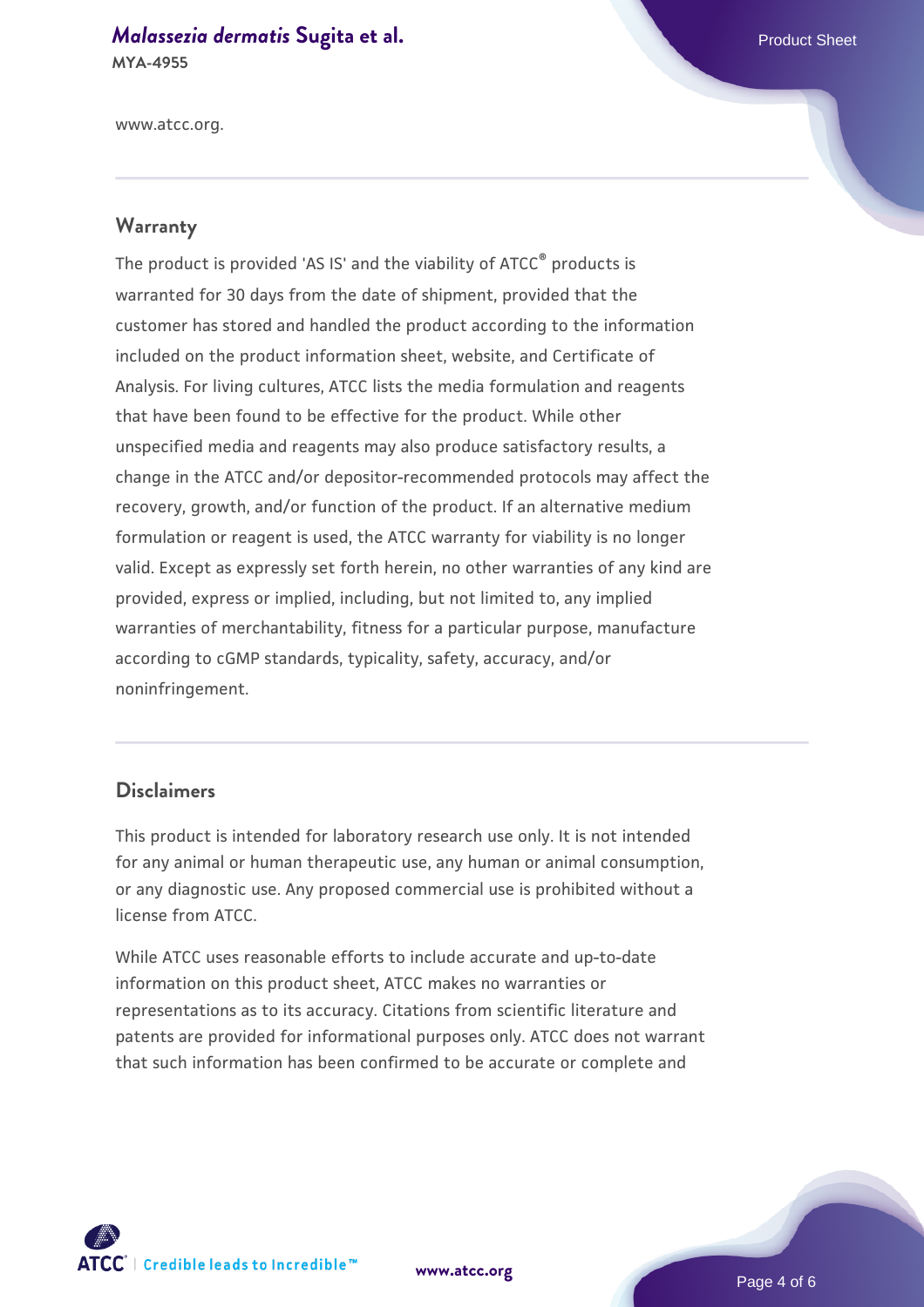www.atcc.org.

## Warranty

The product is provided 'AS IS' and the viability of ATCC® products is warranted for 30 days from the date of shipment, provided that the customer has stored and handled the product according to the information included on the product information sheet, website, and Certificate of Analysis. For living cultures, ATCC lists the media formulation and reagents that have been found to be effective for the product. While other unspecified media and reagents may also produce satisfactory results, a change in the ATCC and/or depositor-recommended protocols may affect the recovery, growth, and/or function of the product. If an alternative medium formulation or reagent is used, the ATCC warranty for viability is no longer valid. Except as expressly set forth herein, no other warranties of any kind are provided, express or implied, including, but not limited to, any implied warranties of merchantability, fitness for a particular purpose, manufacture according to cGMP standards, typicality, safety, accuracy, and/or noninfringement.

## Disclaimers

This product is intended for laboratory research use only. It is not intended for any animal or human therapeutic use, any human or animal consumption, or any diagnostic use. Any proposed commercial use is prohibited without a license from ATCC.

While ATCC uses reasonable efforts to include accurate and up-to-date information on this product sheet, ATCC makes no warranties or representations as to its accuracy. Citations from scientific literature and patents are provided for informational purposes only. ATCC does not warrant that such information has been confirmed to be accurate or complete and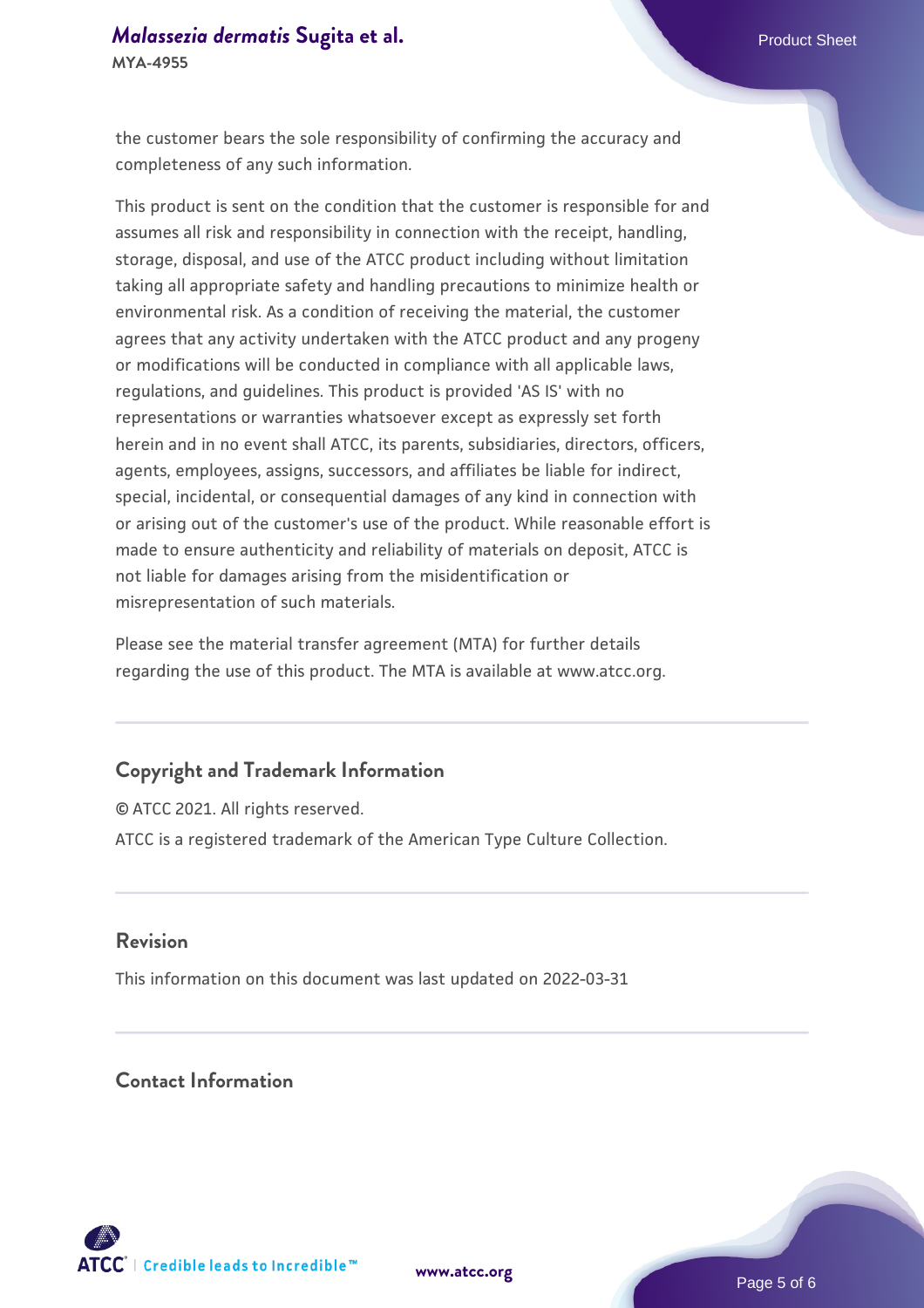the customer bears the sole responsibility of confirming the accuracy and completeness of any such information.

This product is sent on the condition that the customer is responsible for and assumes all risk and responsibility in connection with the receipt, handling, storage, disposal, and use of the ATCC product including without limitation taking all appropriate safety and handling precautions to minimize health or environmental risk. As a condition of receiving the material, the customer agrees that any activity undertaken with the ATCC product and any progeny or modifications will be conducted in compliance with all applicable laws, regulations, and guidelines. This product is provided 'AS IS' with no representations or warranties whatsoever except as expressly set forth herein and in no event shall ATCC, its parents, subsidiaries, directors, officers, agents, employees, assigns, successors, and affiliates be liable for indirect, special, incidental, or consequential damages of any kind in connection with or arising out of the customer's use of the product. While reasonable effort is made to ensure authenticity and reliability of materials on deposit, ATCC is not liable for damages arising from the misidentification or misrepresentation of such materials.

Please see the material transfer agreement (MTA) for further details regarding the use of this product. The MTA is available at www.atcc.org.

## Copyright and Trademark Information

© ATCC 2021. All rights reserved.

ATCC is a registered trademark of the American Type Culture Collection.

## Revision

This information on this document was last updated on 2022-03-31

## Contact Information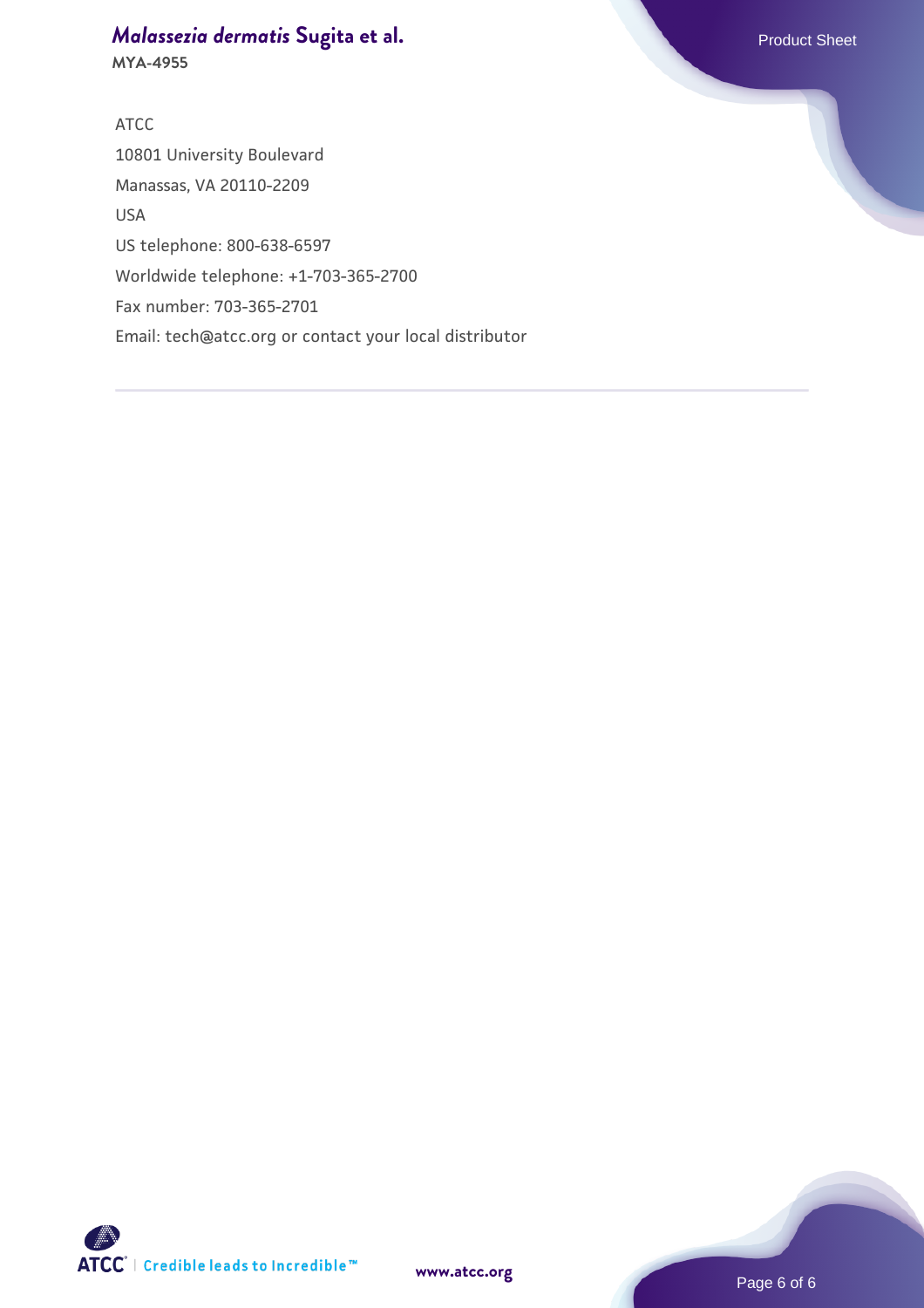ATCC

10801 University Boulevard

Manassas, VA 20110-2209

USA

US telephone: 800-638-6597

Worldwide telephone: +1-703-365-2700

Fax number: 703-365-2701

Email: tech@atcc.org or contact your local distributor